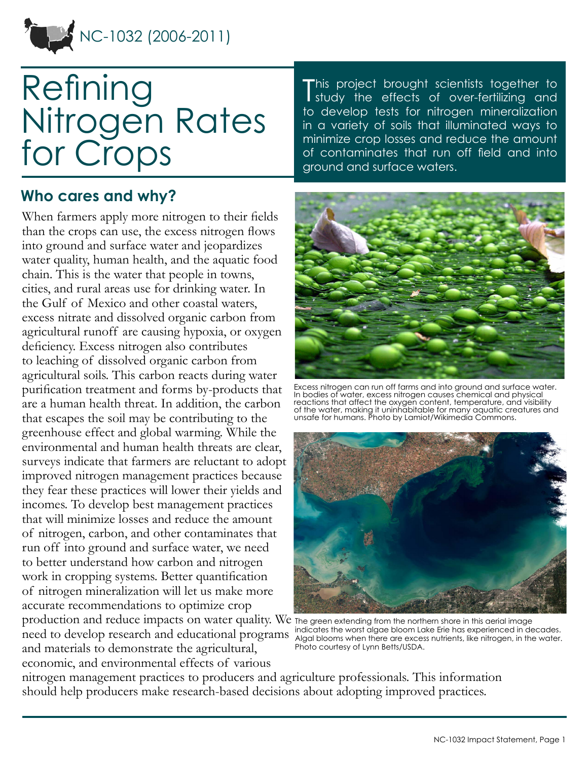NC-1032 (2006-2011)

# Refining Nitrogen Rates for Crops

This project brought scientists together to study the effects of over-fertilizing and to develop tests for nitrogen mineralization in a variety of soils that illuminated ways to minimize crop losses and reduce the amount of contaminates that run off field and into ground and surface waters.

## Who cares and why?

When farmers apply more nitrogen to their fields than the crops can use, the excess nitrogen flows into ground and surface water and jeopardizes water quality, human health, and the aquatic food chain. This is the water that people in towns, cities, and rural areas use for drinking water. In the Gulf of Mexico and other coastal waters, excess nitrate and dissolved organic carbon from agricultural runoff are causing hypoxia, or oxygen deficiency. Excess nitrogen also contributes to leaching of dissolved organic carbon from agricultural soils. This carbon reacts during water purification treatment and forms by-products that are a human health threat. In addition, the carbon that escapes the soil may be contributing to the greenhouse effect and global warming. While the environmental and human health threats are clear, surveys indicate that farmers are reluctant to adopt improved nitrogen management practices because they fear these practices will lower their yields and incomes. To develop best management practices that will minimize losses and reduce the amount of nitrogen, carbon, and other contaminates that run off into ground and surface water, we need to better understand how carbon and nitrogen work in cropping systems. Better quantification of nitrogen mineralization will let us make more accurate recommendations to optimize crop production and reduce impacts on water quality. We need to develop research and educational programs and materials to demonstrate the agricultural, economic, and environmental effects of various nitrogen management practices to producers and agriculture professionals. This information should help producers make research-based decisions about adopting improved practices.

Excess nitrogen can run off farms and into ground and surface water. In bodies of water, excess nitrogen causes chemical and physical reactions that affect the oxygen content, temperature, and visibility of the water, making it uninhabitable for many aquatic creatures and unsafe for humans. Photo by Lamiot/Wikimedia Commons.

The green extending from the northern shore in this aerial image indicates the worst algae bloom Lake Erie has experienced in decades. Algal blooms when there are excess nutrients, like nitrogen, in the water. Photo courtesy of Lynn Betts/USDA.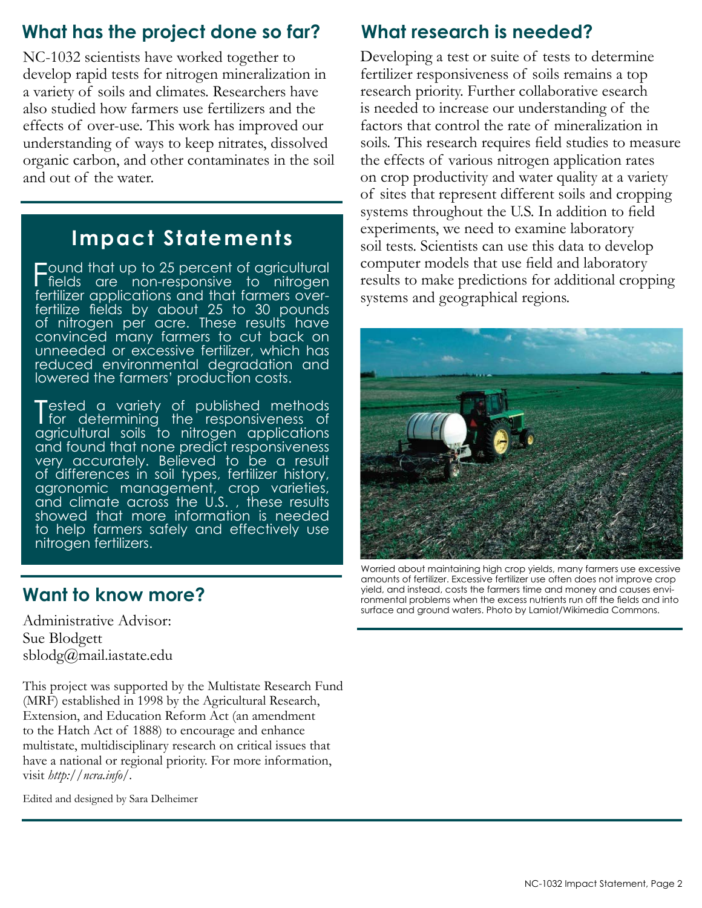## What has the project done so far?

NC-1032 scientists have worked together to develop rapid tests for nitrogen mineralization in a variety of soils and climates. Researchers have also studied how farmers use fertilizers and the effects of over-use. This work has improved our understanding of ways to keep nitrates, dissolved organic carbon, and other contaminates in the soil and out of the water.

## Impact Statements

Found that up to 25 percent of agricultural fields are non-responsive to nitrogen fertilizer applications and that farmers over-fertilize fields by about 25 to 30 pounds of nitrogen per acre. These results have convinced many farmers to cut back on unneeded or excessive fertilizer, which has reduced environmental degradation and lowered the farmers' production costs.

Tested a variety of published methods for determining the responsiveness of agricultural soils to nitrogen applications and found that none predict responsiveness very accurately. Believed to be a result of differences in soil types, fertilizer history, agronomic management, crop varieties, and climate across the U.S. , these results showed that more information is needed to help farmers safely and effectively use nitrogen fertilizers.

## Want to know more?

Administrative Advisor:
Sue Blodgett
sblodg@mail.iastate.edu

This project was supported by the Multistate Research Fund (MRF) established in 1998 by the Agricultural Research, Extension, and Education Reform Act (an amendment to the Hatch Act of 1888) to encourage and enhance multistate, multidisciplinary research on critical issues that have a national or regional priority. For more information, visit *http://ncra.info/*.

Edited and designed by Sara Delheimer

## What research is needed?

Developing a test or suite of tests to determine fertilizer responsiveness of soils remains a top research priority. Further collaborative esearch is needed to increase our understanding of the factors that control the rate of mineralization in soils. This research requires field studies to measure the effects of various nitrogen application rates on crop productivity and water quality at a variety of sites that represent different soils and cropping systems throughout the U.S. In addition to field experiments, we need to examine laboratory soil tests. Scientists can use this data to develop computer models that use field and laboratory results to make predictions for additional cropping systems and geographical regions.

Worried about maintaining high crop yields, many farmers use excessive amounts of fertilizer. Excessive fertilizer use often does not improve crop yield, and instead, costs the farmers time and money and causes environmental problems when the excess nutrients run off the fields and into surface and ground waters. Photo by Lamiot/Wikimedia Commons.